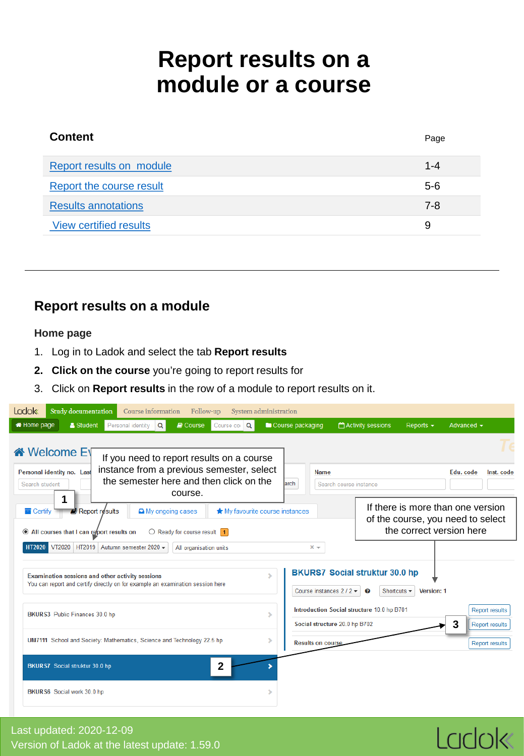# Report results on a module or a course

| Content | Page |
|---|---|
| Report results on  module | 1-4 |
| Report the course result | 5-6 |
| Results annotations | 7-8 |
| View certified results | 9 |

---

## Report results on a module

### Home page

1. Log in to Ladok and select the tab **Report results**
2. **Click on the course** you're going to report results for
3. Click on **Report results** in the row of a module to report results on it.

If you need to report results on a course instance from a previous semester, select the semester here and then click on the course.

If there is more than one version of the course, you need to select the correct version here

Last updated: 2020-12-09
Version of Ladok at the latest update: 1.59.0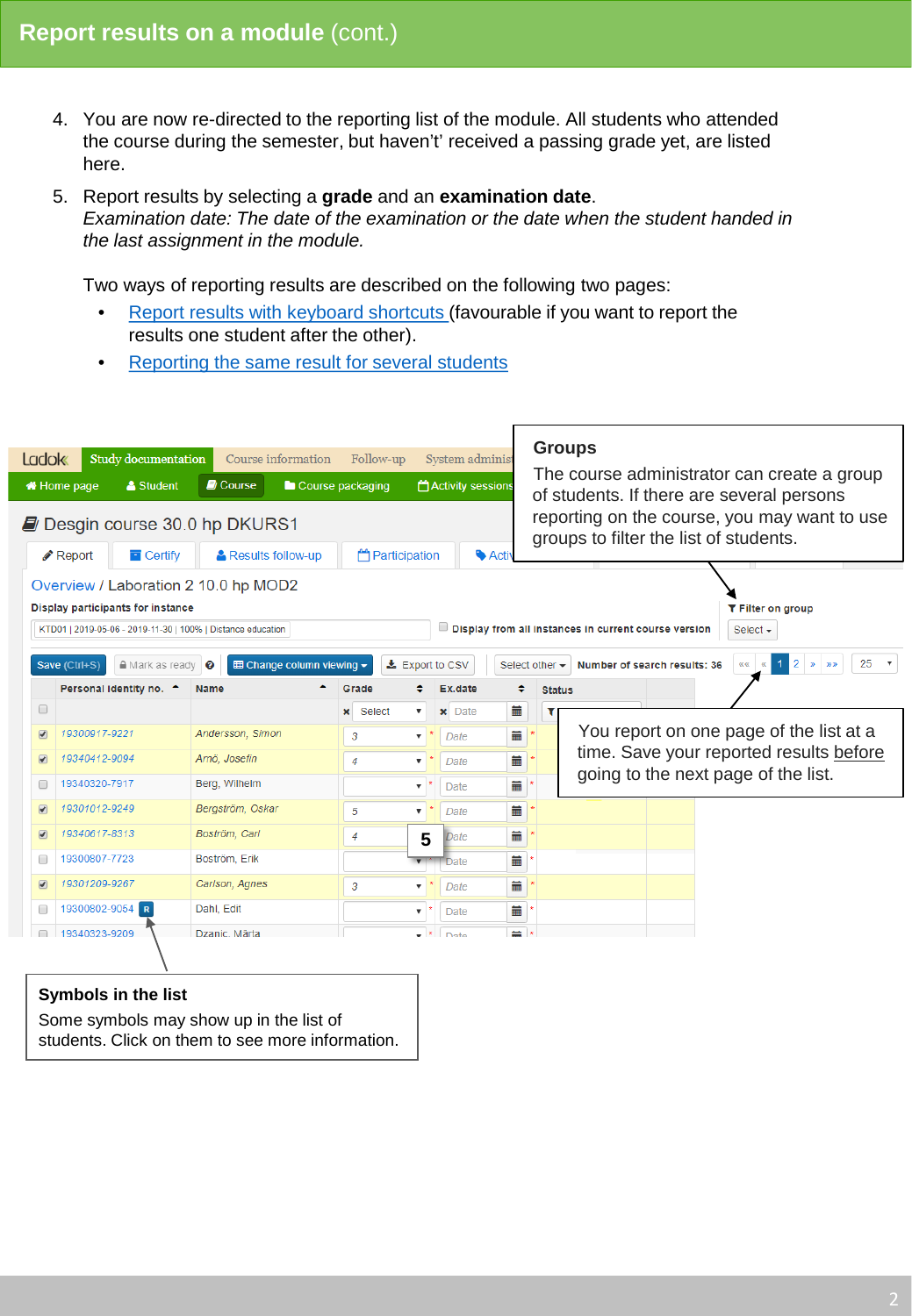# Report results on a module (cont.)

4. You are now re-directed to the reporting list of the module. All students who attended the course during the semester, but haven't' received a passing grade yet, are listed here.

5. Report results by selecting a **grade** and an **examination date**.
   *Examination date: The date of the examination or the date when the student handed in the last assignment in the module.*

   Two ways of reporting results are described on the following two pages:

   - Report results with keyboard shortcuts (favourable if you want to report the results one student after the other).
   - Reporting the same result for several students

**Groups**
The course administrator can create a group of students. If there are several persons reporting on the course, you may want to use groups to filter the list of students.

You report on one page of the list at a time. Save your reported results before going to the next page of the list.

**Symbols in the list**
Some symbols may show up in the list of students. Click on them to see more information.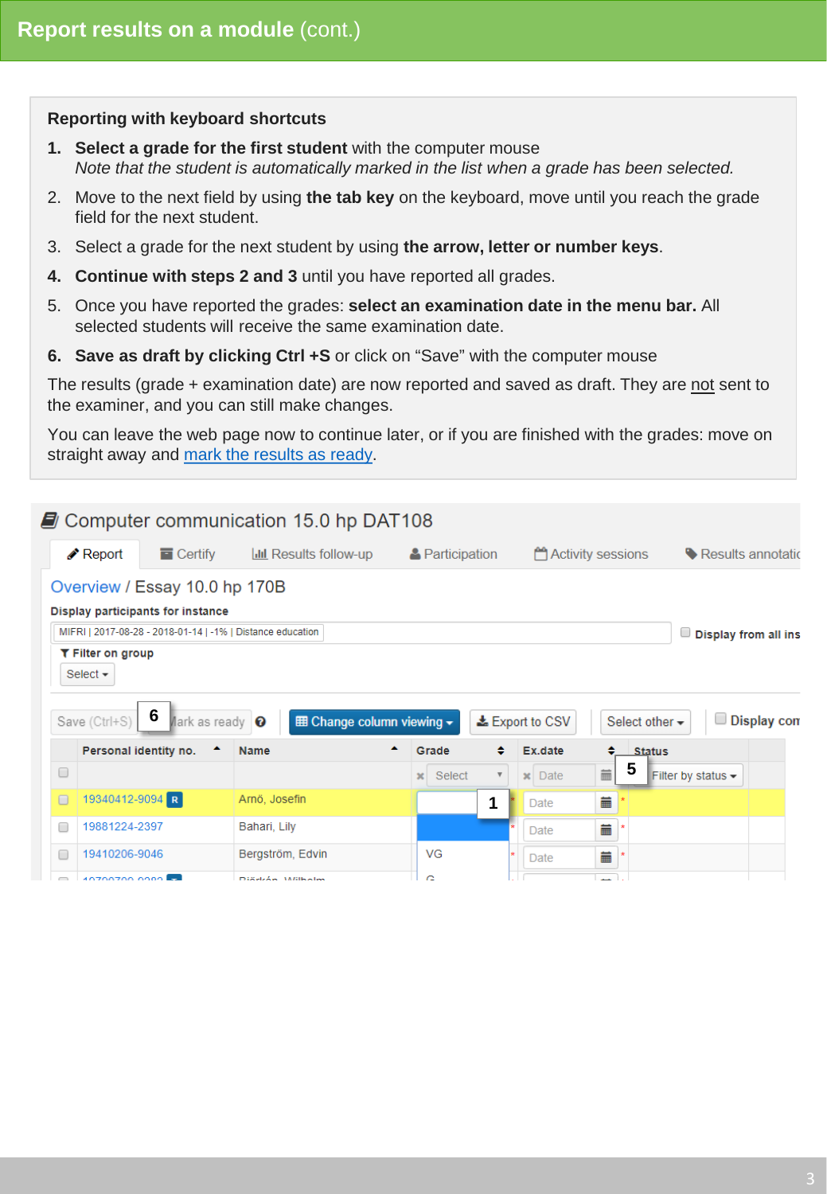# Report results on a module (cont.)

**Reporting with keyboard shortcuts**

1. **Select a grade for the first student** with the computer mouse
   *Note that the student is automatically marked in the list when a grade has been selected.*
2. Move to the next field by using **the tab key** on the keyboard, move until you reach the grade field for the next student.
3. Select a grade for the next student by using **the arrow, letter or number keys**.
4. **Continue with steps 2 and 3** until you have reported all grades.
5. Once you have reported the grades: **select an examination date in the menu bar.** All selected students will receive the same examination date.
6. **Save as draft by clicking Ctrl +S** or click on "Save" with the computer mouse

The results (grade + examination date) are now reported and saved as draft. They are not sent to the examiner, and you can still make changes.

You can leave the web page now to continue later, or if you are finished with the grades: move on straight away and mark the results as ready.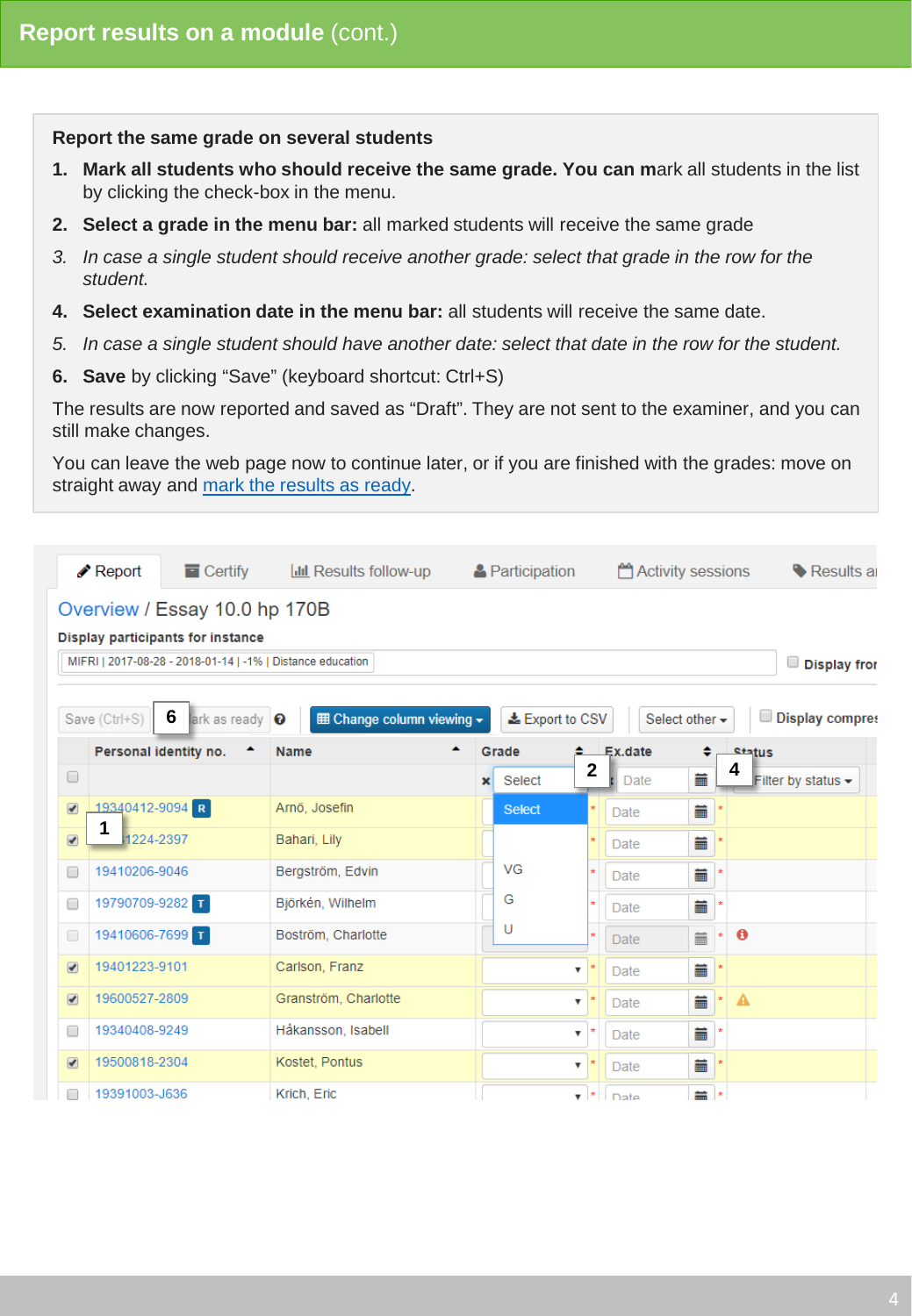# Report results on a module (cont.)

**Report the same grade on several students**

1. **Mark all students who should receive the same grade. You can m**ark all students in the list by clicking the check-box in the menu.
2. **Select a grade in the menu bar:** all marked students will receive the same grade
3. *In case a single student should receive another grade: select that grade in the row for the student.*
4. **Select examination date in the menu bar:** all students will receive the same date.
5. *In case a single student should have another date: select that date in the row for the student.*
6. **Save** by clicking "Save" (keyboard shortcut: Ctrl+S)

The results are now reported and saved as "Draft". They are not sent to the examiner, and you can still make changes.

You can leave the web page now to continue later, or if you are finished with the grades: move on straight away and [mark the results as ready](#).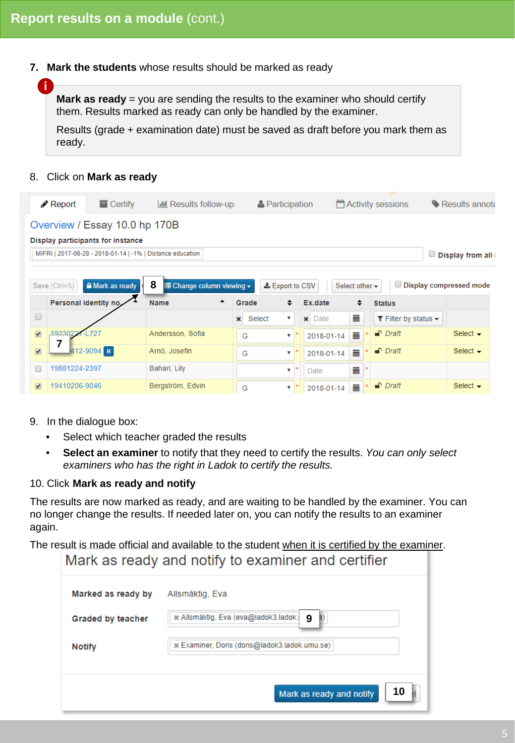## Report results on a module (cont.)

7. **Mark the students** whose results should be marked as ready

> **Mark as ready** = you are sending the results to the examiner who should certify them. Results marked as ready can only be handled by the examiner.
>
> Results (grade + examination date) must be saved as draft before you mark them as ready.

8. Click on **Mark as ready**

9. In the dialogue box:
   - Select which teacher graded the results
   - **Select an examiner** to notify that they need to certify the results. *You can only select examiners who has the right in Ladok to certify the results.*

10. Click **Mark as ready and notify**

The results are now marked as ready, and are waiting to be handled by the examiner. You can no longer change the results. If needed later on, you can notify the results to an examiner again.

The result is made official and available to the student when it is certified by the examiner.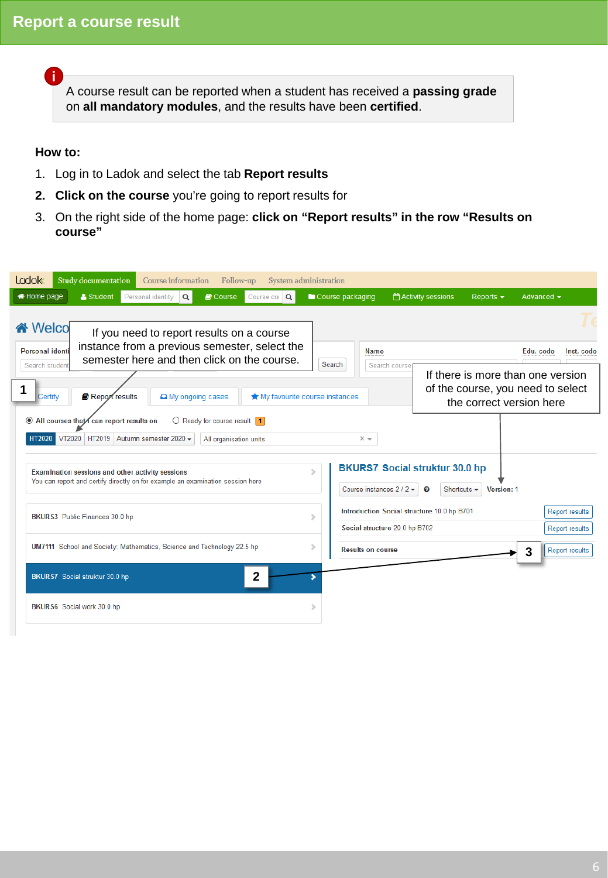# Report a course result

A course result can be reported when a student has received a **passing grade** on **all mandatory modules**, and the results have been **certified**.

**How to:**

1. Log in to Ladok and select the tab **Report results**
2. **Click on the course** you're going to report results for
3. On the right side of the home page: **click on "Report results" in the row "Results on course"**

If you need to report results on a course instance from a previous semester, select the semester here and then click on the course.

If there is more than one version of the course, you need to select the correct version here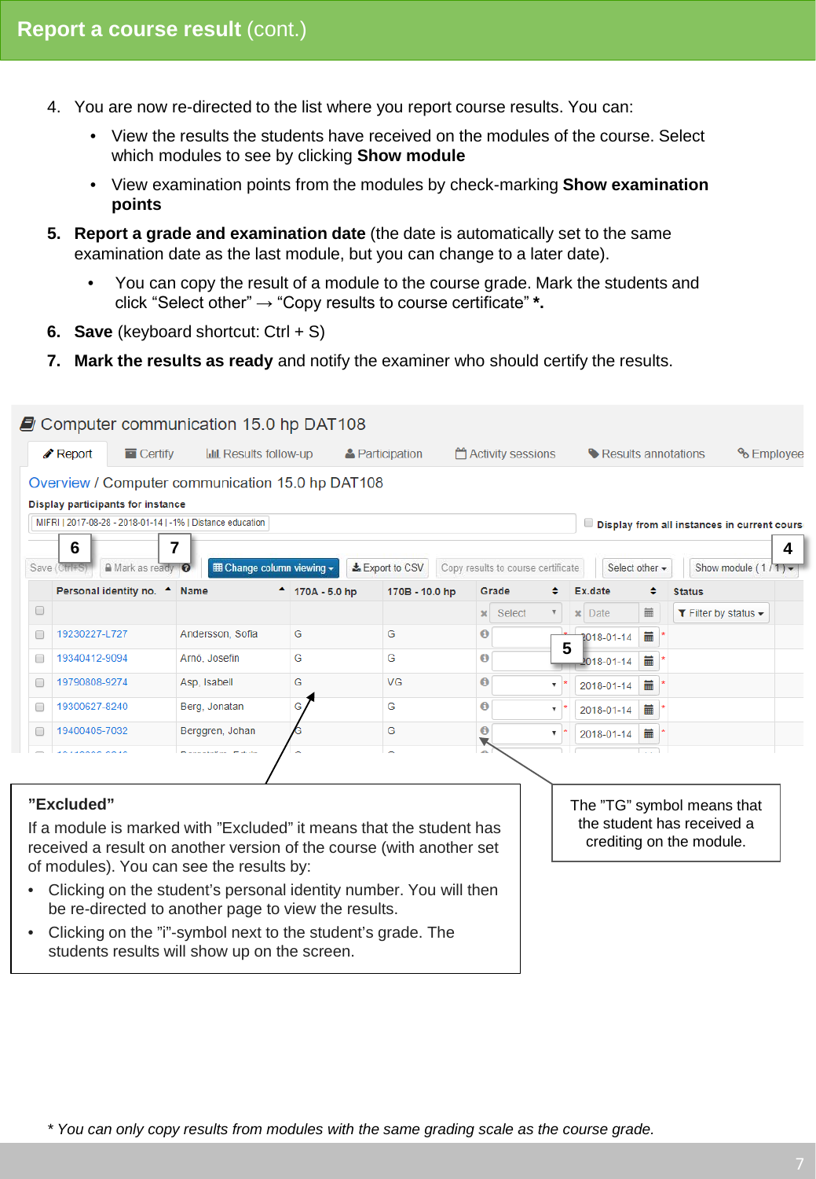# Report a course result (cont.)

4. You are now re-directed to the list where you report course results. You can:
   - View the results the students have received on the modules of the course. Select which modules to see by clicking **Show module**
   - View examination points from the modules by check-marking **Show examination points**
5. **Report a grade and examination date** (the date is automatically set to the same examination date as the last module, but you can change to a later date).
   - You can copy the result of a module to the course grade. Mark the students and click "Select other" → "Copy results to course certificate" **\***.
6. **Save** (keyboard shortcut: Ctrl + S)
7. **Mark the results as ready** and notify the examiner who should certify the results.

Computer communication 15.0 hp DAT108

Report | Certify | Results follow-up | Participation | Activity sessions | Results annotations | Employee

Overview / Computer communication 15.0 hp DAT108

Display participants for instance

MIFRI | 2017-08-28 - 2018-01-14 | -1% | Distance education

Display from all instances in current course

Save (Ctrl+S) [6] | Mark as ready [7] | Change column viewing | Export to CSV | Copy results to course certificate | Select other | Show module (1 / 1) [4]

| | Personal identity no. | Name | 170A - 5.0 hp | 170B - 10.0 hp | Grade | Ex.date | Status |
|---|---|---|---|---|---|---|---|
| | | | | | Select | Date | Filter by status |
| | 19230227-L727 | Andersson, Sofia | G | G | | 2018-01-14 | |
| | 19340412-9094 | Arnö, Josefin | G | G | [5] | 2018-01-14 | |
| | 19790808-9274 | Asp, Isabell | G | VG | | 2018-01-14 | |
| | 19300627-8240 | Berg, Jonatan | G | G | | 2018-01-14 | |
| | 19400405-7032 | Berggren, Johan | G | G | | 2018-01-14 | |

**"Excluded"**

If a module is marked with "Excluded" it means that the student has received a result on another version of the course (with another set of modules). You can see the results by:

- Clicking on the student's personal identity number. You will then be re-directed to another page to view the results.
- Clicking on the "i"-symbol next to the student's grade. The students results will show up on the screen.

The "TG" symbol means that the student has received a crediting on the module.

*\* You can only copy results from modules with the same grading scale as the course grade.*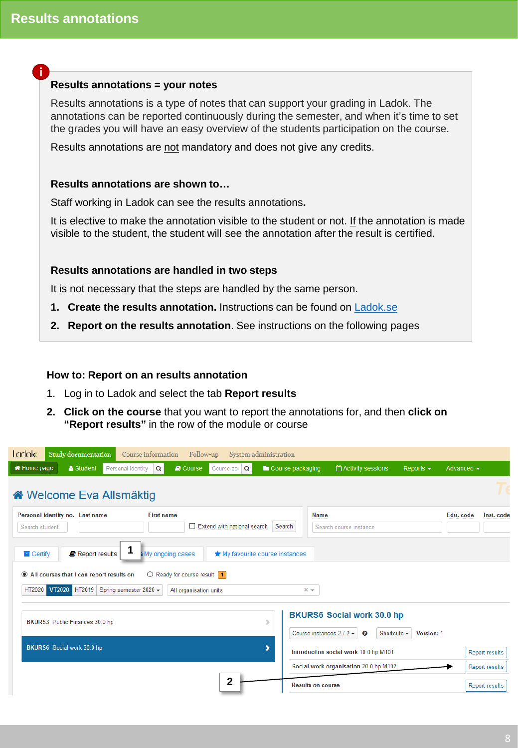# Results annotations

## Results annotations = your notes

Results annotations is a type of notes that can support your grading in Ladok. The annotations can be reported continuously during the semester, and when it's time to set the grades you will have an easy overview of the students participation on the course.

Results annotations are not mandatory and does not give any credits.

## Results annotations are shown to…

Staff working in Ladok can see the results annotations.

It is elective to make the annotation visible to the student or not. If the annotation is made visible to the student, the student will see the annotation after the result is certified.

## Results annotations are handled in two steps

It is not necessary that the steps are handled by the same person.

1. **Create the results annotation.** Instructions can be found on Ladok.se
2. **Report on the results annotation**. See instructions on the following pages

## How to: Report on an results annotation

1. Log in to Ladok and select the tab **Report results**
2. **Click on the course** that you want to report the annotations for, and then **click on "Report results"** in the row of the module or course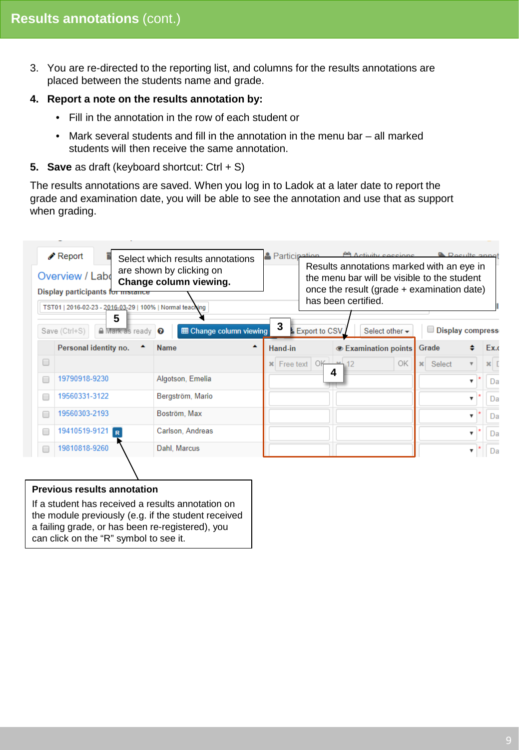# Results annotations (cont.)

3. You are re-directed to the reporting list, and columns for the results annotations are placed between the students name and grade.

4. **Report a note on the results annotation by:**
   - Fill in the annotation in the row of each student or
   - Mark several students and fill in the annotation in the menu bar – all marked students will then receive the same annotation.

5. **Save** as draft (keyboard shortcut: Ctrl + S)

The results annotations are saved. When you log in to Ladok at a later date to report the grade and examination date, you will be able to see the annotation and use that as support when grading.

Select which results annotations are shown by clicking on **Change column viewing.**

Results annotations marked with an eye in the menu bar will be visible to the student once the result (grade + examination date) has been certified.

**Previous results annotation**

If a student has received a results annotation on the module previously (e.g. if the student received a failing grade, or has been re-registered), you can click on the "R" symbol to see it.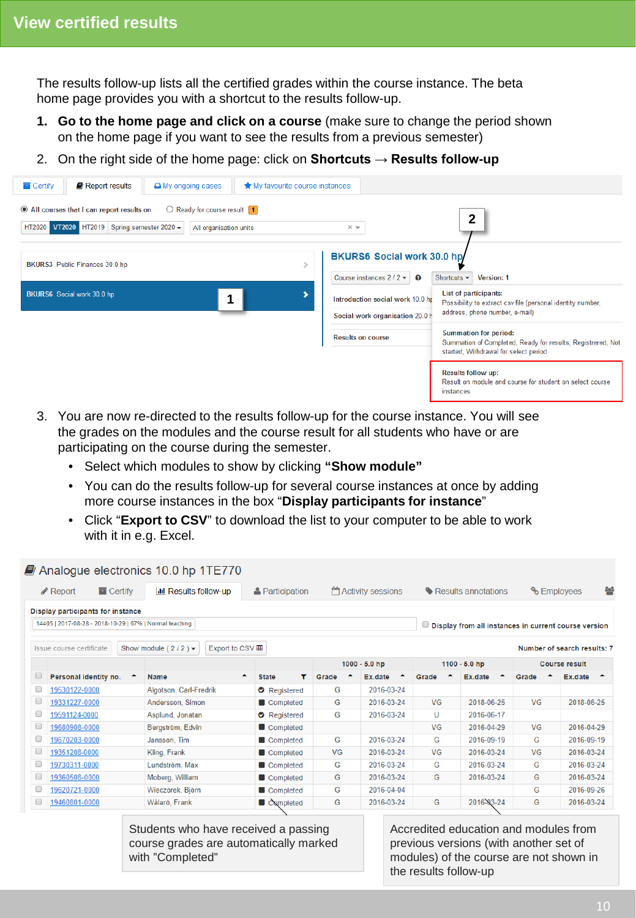# View certified results

The results follow-up lists all the certified grades within the course instance. The beta home page provides you with a shortcut to the results follow-up.

1. **Go to the home page and click on a course** (make sure to change the period shown on the home page if you want to see the results from a previous semester)
2. On the right side of the home page: click on **Shortcuts** → **Results follow-up**

Certify | Report results | My ongoing cases | My favourite course instances

All courses that I can report results on | Ready for course result 1

HT2020 | VT2020 | HT2019 | Spring semester 2020 | All organisation units

BKURS3 Public Finances 30.0 hp

BKURS6 Social work 30.0 hp

1

2

BKURS6 Social work 30.0 hp

Course instances 2 / 2 | Shortcuts | Version: 1

Introduction social work 10.0 hp

Social work organisation 20.0 h

Results on course

**List of participants:** Possibility to extract csv file (personal identity number, address, phone number, e-mail)

**Summation for period:** Summation of Completed, Ready for results, Registered, Not started, Withdrawal for select period

**Results follow up:** Result on module and course for student on select course instances

3. You are now re-directed to the results follow-up for the course instance. You will see the grades on the modules and the course result for all students who have or are participating on the course during the semester.
   - Select which modules to show by clicking **"Show module"**
   - You can do the results follow-up for several course instances at once by adding more course instances in the box "**Display participants for instance**"
   - Click "**Export to CSV**" to download the list to your computer to be able to work with it in e.g. Excel.

Analogue electronics 10.0 hp 1TE770

Report | Certify | Results follow-up | Participation | Activity sessions | Results annotations | Employees

Display participants for instance

14405 | 2017-08-28 - 2018-10-29 | 67% | Normal teaching

Display from all instances in current course version

Issue course certificate | Show module ( 2 / 2 ) | Export to CSV

Number of search results: 7

| | | | 1000 - 5.0 hp | | 1100 - 5.0 hp | | Course result | |
|---|---|---|---|---|---|---|---|---|
| Personal identity no. | Name | State | Grade | Ex.date | Grade | Ex.date | Grade | Ex.date |
| 19530122-0000 | Algotson, Carl-Fredrik | Registered | G | 2016-03-24 | | | | |
| 19331227-0000 | Andersson, Simon | Completed | G | 2016-03-24 | VG | 2018-06-25 | VG | 2018-06-25 |
| 19591124-0000 | Asplund, Jonatan | Registered | G | 2016-03-24 | U | 2016-06-17 | | |
| 19680908-0000 | Bergström, Edvin | Completed | | | VG | 2016-04-29 | VG | 2016-04-29 |
| 19670203-0000 | Jansson, Tim | Completed | G | 2016-03-24 | G | 2016-09-19 | G | 2016-09-19 |
| 19351208-0000 | Kling, Frank | Completed | VG | 2016-03-24 | VG | 2016-03-24 | VG | 2016-03-24 |
| 19730311-0000 | Lundström, Max | Completed | G | 2016-03-24 | G | 2016-03-24 | G | 2016-03-24 |
| 19360508-0000 | Moberg, William | Completed | G | 2016-03-24 | G | 2016-03-24 | G | 2016-03-24 |
| 19620721-0000 | Wieczorek, Björn | Completed | G | 2016-04-04 | | | G | 2016-09-26 |
| 19460801-0000 | Wålarö, Frank | Completed | G | 2016-03-24 | G | 2016-03-24 | G | 2016-03-24 |

Students who have received a passing course grades are automatically marked with "Completed"

Accredited education and modules from previous versions (with another set of modules) of the course are not shown in the results follow-up